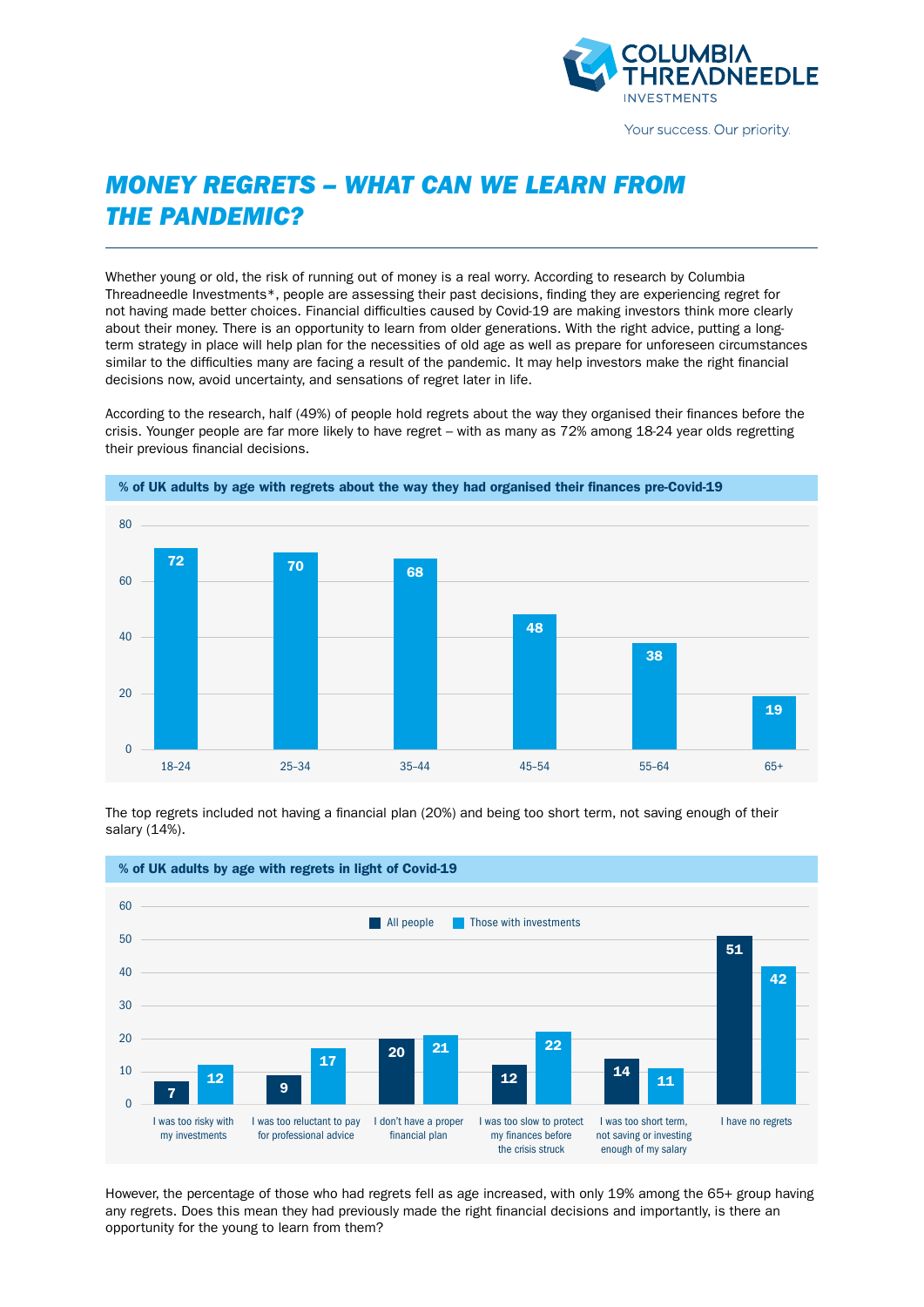# MONEY REGRETS – WHAT CAN WE LEARN FROM THE PANDEMIC?

Whether young or old, the risk of running out of money is a real worry. According to research by Columbia Threadneedle Investments*, people are assessing their past decisions, finding they are experiencing regret for not having made better choices. Financial difficulties caused by Covid-19 are making investors think more clearly about their money. There is an opportunity to learn from older generations. With the right advice, putting a long-term strategy in place will help plan for the necessities of old age as well as prepare for unforeseen circumstances similar to the difficulties many are facing a result of the pandemic. It may help investors make the right financial decisions now, avoid uncertainty, and sensations of regret later in life.

According to the research, half (49%) of people hold regrets about the way they organised their finances before the crisis. Younger people are far more likely to have regret – with as many as 72% among 18-24 year olds regretting their previous financial decisions.

**% of UK adults by age with regrets about the way they had organised their finances pre-Covid-19**

| Age | % |
|---|---|
| 18–24 | 72 |
| 25–34 | 70 |
| 35–44 | 68 |
| 45–54 | 48 |
| 55–64 | 38 |
| 65+ | 19 |

The top regrets included not having a financial plan (20%) and being too short term, not saving enough of their salary (14%).

**% of UK adults by age with regrets in light of Covid-19**

| Regret | All people | Those with investments |
|---|---|---|
| I was too risky with my investments | 7 | 12 |
| I was too reluctant to pay for professional advice | 9 | 17 |
| I don't have a proper financial plan | 20 | 21 |
| I was too slow to protect my finances before the crisis struck | 12 | 22 |
| I was too short term, not saving or investing enough of my salary | 14 | 11 |
| I have no regrets | 51 | 42 |

However, the percentage of those who had regrets fell as age increased, with only 19% among the 65+ group having any regrets. Does this mean they had previously made the right financial decisions and importantly, is there an opportunity for the young to learn from them?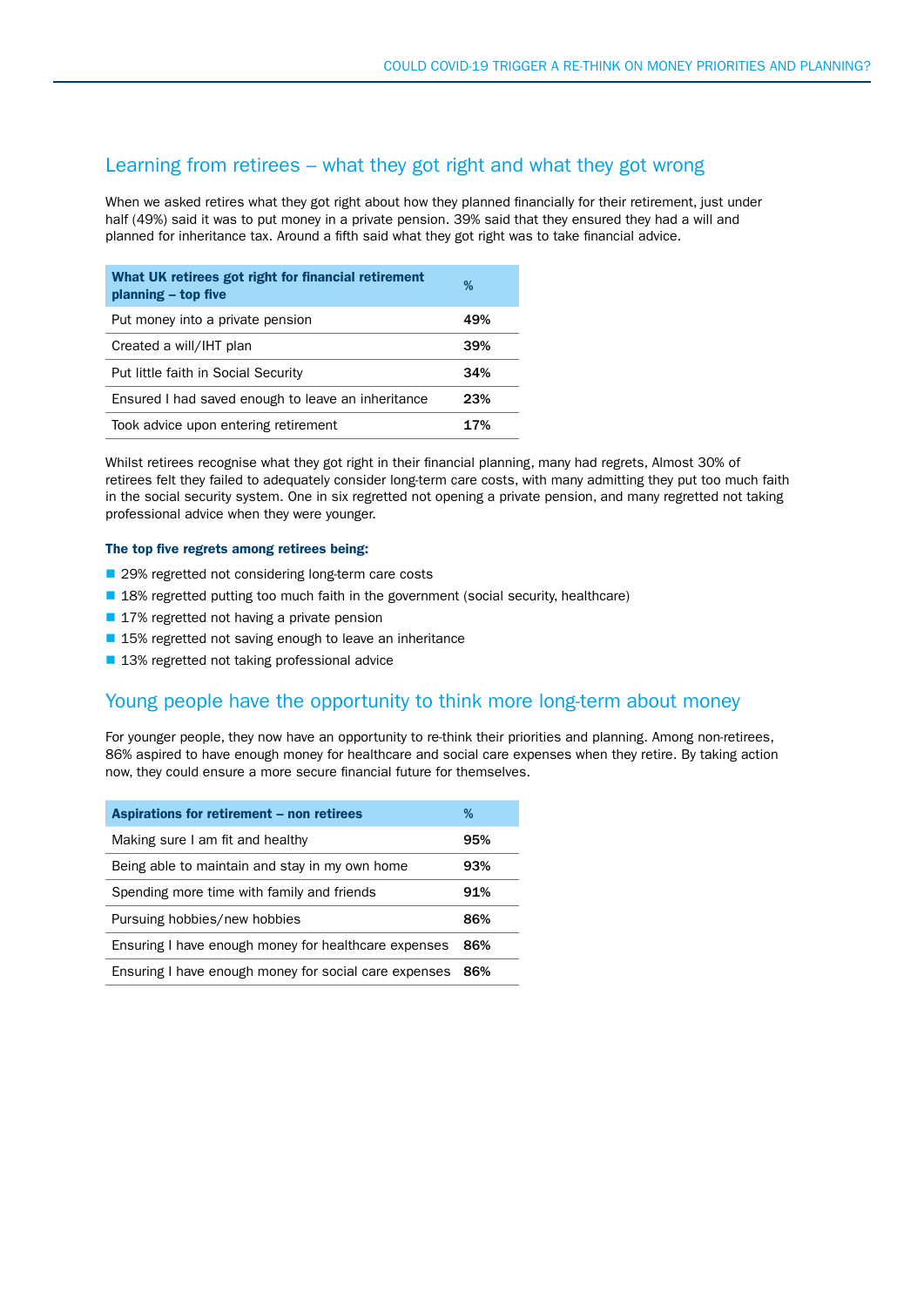## Learning from retirees – what they got right and what they got wrong

When we asked retires what they got right about how they planned financially for their retirement, just under half (49%) said it was to put money in a private pension. 39% said that they ensured they had a will and planned for inheritance tax. Around a fifth said what they got right was to take financial advice.

| What UK retirees got right for financial retirement planning – top five | % |
|---|---|
| Put money into a private pension | **49%** |
| Created a will/IHT plan | **39%** |
| Put little faith in Social Security | **34%** |
| Ensured I had saved enough to leave an inheritance | **23%** |
| Took advice upon entering retirement | **17%** |

Whilst retirees recognise what they got right in their financial planning, many had regrets, Almost 30% of retirees felt they failed to adequately consider long-term care costs, with many admitting they put too much faith in the social security system. One in six regretted not opening a private pension, and many regretted not taking professional advice when they were younger.

**The top five regrets among retirees being:**

- 29% regretted not considering long-term care costs
- 18% regretted putting too much faith in the government (social security, healthcare)
- 17% regretted not having a private pension
- 15% regretted not saving enough to leave an inheritance
- 13% regretted not taking professional advice

## Young people have the opportunity to think more long-term about money

For younger people, they now have an opportunity to re-think their priorities and planning. Among non-retirees, 86% aspired to have enough money for healthcare and social care expenses when they retire. By taking action now, they could ensure a more secure financial future for themselves.

| Aspirations for retirement – non retirees | % |
|---|---|
| Making sure I am fit and healthy | **95%** |
| Being able to maintain and stay in my own home | **93%** |
| Spending more time with family and friends | **91%** |
| Pursuing hobbies/new hobbies | **86%** |
| Ensuring I have enough money for healthcare expenses | **86%** |
| Ensuring I have enough money for social care expenses | **86%** |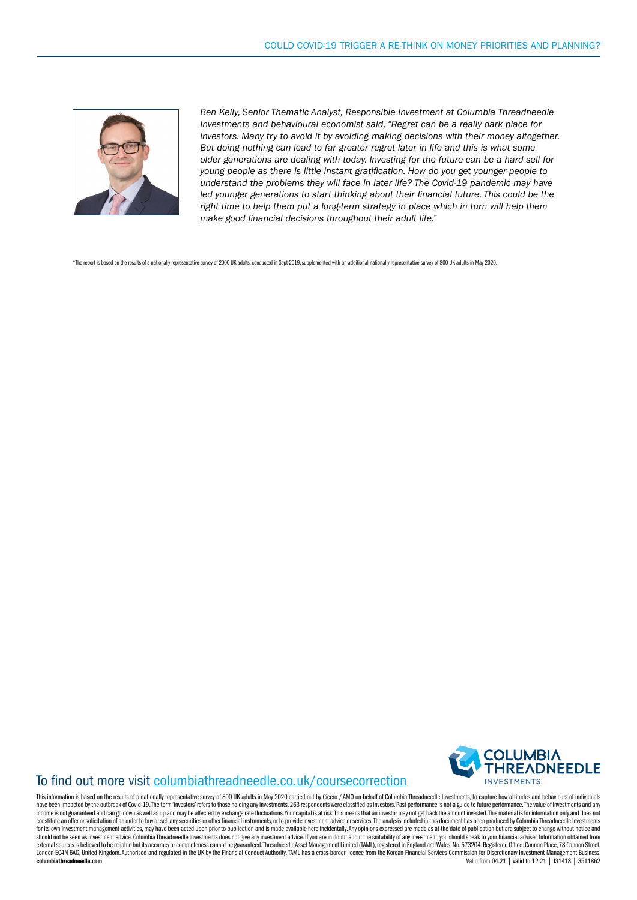*Ben Kelly, Senior Thematic Analyst, Responsible Investment at Columbia Threadneedle Investments and behavioural economist said, "Regret can be a really dark place for investors. Many try to avoid it by avoiding making decisions with their money altogether. But doing nothing can lead to far greater regret later in life and this is what some older generations are dealing with today. Investing for the future can be a hard sell for young people as there is little instant gratification. How do you get younger people to understand the problems they will face in later life? The Covid-19 pandemic may have led younger generations to start thinking about their financial future. This could be the right time to help them put a long-term strategy in place which in turn will help them make good financial decisions throughout their adult life."*

*The report is based on the results of a nationally representative survey of 2000 UK adults, conducted in Sept 2019, supplemented with an additional nationally representative survey of 800 UK adults in May 2020.

## To find out more visit columbiathreadneedle.co.uk/coursecorrection

This information is based on the results of a nationally representative survey of 800 UK adults in May 2020 carried out by Cicero / AMO on behalf of Columbia Threadneedle Investments, to capture how attitudes and behaviours of individuals have been impacted by the outbreak of Covid-19. The term 'investors' refers to those holding any investments. 263 respondents were classified as investors. Past performance is not a guide to future performance. The value of investments and any income is not guaranteed and can go down as well as up and may be affected by exchange rate fluctuations. Your capital is at risk. This means that an investor may not get back the amount invested. This material is for information only and does not constitute an offer or solicitation of an order to buy or sell any securities or other financial instruments, or to provide investment advice or services. The analysis included in this document has been produced by Columbia Threadneedle Investments for its own investment management activities, may have been acted upon prior to publication and is made available here incidentally. Any opinions expressed are made as at the date of publication but are subject to change without notice and should not be seen as investment advice. Columbia Threadneedle Investments does not give any investment advice. If you are in doubt about the suitability of any investment, you should speak to your financial adviser. Information obtained from external sources is believed to be reliable but its accuracy or completeness cannot be guaranteed. Threadneedle Asset Management Limited (TAML), registered in England and Wales, No. 573204. Registered Office: Cannon Place, 78 Cannon Street, London EC4N 6AG, United Kingdom. Authorised and regulated in the UK by the Financial Conduct Authority. TAML has a cross-border licence from the Korean Financial Services Commission for Discretionary Investment Management Business.

**columbiathreadneedle.com**

Valid from 04.21 | Valid to 12.21 | J31418 | 3511862